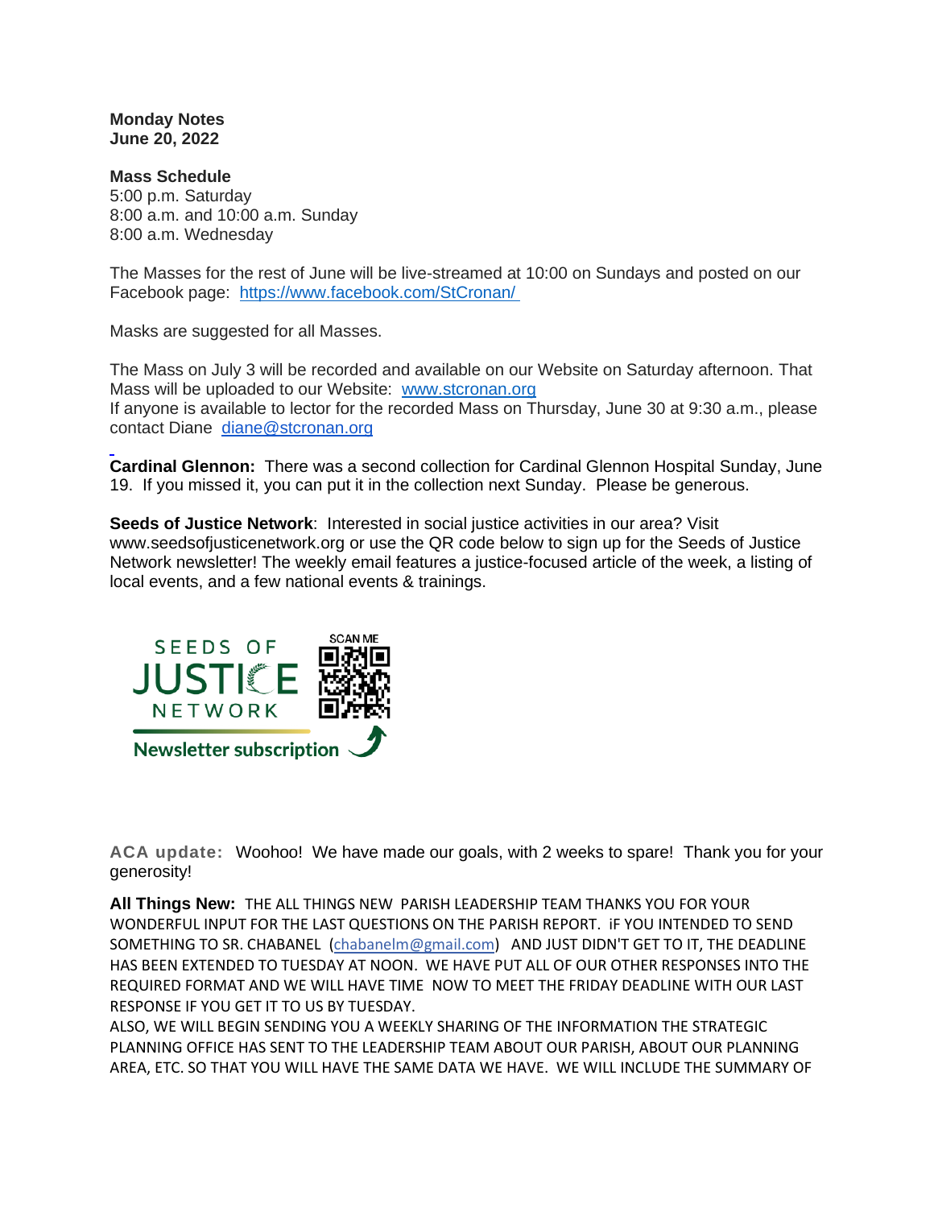**Monday Notes**
**June 20, 2022**

**Mass Schedule**
5:00 p.m. Saturday
8:00 a.m. and 10:00 a.m. Sunday
8:00 a.m. Wednesday

The Masses for the rest of June will be live-streamed at 10:00 on Sundays and posted on our Facebook page: https://www.facebook.com/StCronan/

Masks are suggested for all Masses.

The Mass on July 3 will be recorded and available on our Website on Saturday afternoon. That Mass will be uploaded to our Website: www.stcronan.org
If anyone is available to lector for the recorded Mass on Thursday, June 30 at 9:30 a.m., please contact Diane diane@stcronan.org

**Cardinal Glennon:** There was a second collection for Cardinal Glennon Hospital Sunday, June 19. If you missed it, you can put it in the collection next Sunday. Please be generous.

**Seeds of Justice Network**: Interested in social justice activities in our area? Visit www.seedsofjusticenetwork.org or use the QR code below to sign up for the Seeds of Justice Network newsletter! The weekly email features a justice-focused article of the week, a listing of local events, and a few national events & trainings.

SEEDS OF JUSTICE NETWORK
SCAN ME
Newsletter subscription

**ACA update:** Woohoo! We have made our goals, with 2 weeks to spare! Thank you for your generosity!

**All Things New:** THE ALL THINGS NEW PARISH LEADERSHIP TEAM THANKS YOU FOR YOUR WONDERFUL INPUT FOR THE LAST QUESTIONS ON THE PARISH REPORT. iF YOU INTENDED TO SEND SOMETHING TO SR. CHABANEL (chabanelm@gmail.com) AND JUST DIDN'T GET TO IT, THE DEADLINE HAS BEEN EXTENDED TO TUESDAY AT NOON. WE HAVE PUT ALL OF OUR OTHER RESPONSES INTO THE REQUIRED FORMAT AND WE WILL HAVE TIME NOW TO MEET THE FRIDAY DEADLINE WITH OUR LAST RESPONSE IF YOU GET IT TO US BY TUESDAY.
ALSO, WE WILL BEGIN SENDING YOU A WEEKLY SHARING OF THE INFORMATION THE STRATEGIC PLANNING OFFICE HAS SENT TO THE LEADERSHIP TEAM ABOUT OUR PARISH, ABOUT OUR PLANNING AREA, ETC. SO THAT YOU WILL HAVE THE SAME DATA WE HAVE. WE WILL INCLUDE THE SUMMARY OF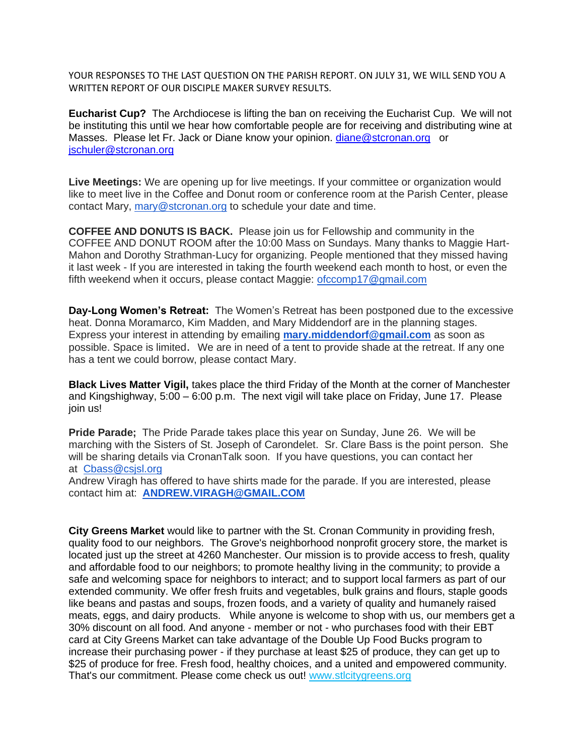YOUR RESPONSES TO THE LAST QUESTION ON THE PARISH REPORT. ON JULY 31, WE WILL SEND YOU A WRITTEN REPORT OF OUR DISCIPLE MAKER SURVEY RESULTS.

**Eucharist Cup?** The Archdiocese is lifting the ban on receiving the Eucharist Cup. We will not be instituting this until we hear how comfortable people are for receiving and distributing wine at Masses. Please let Fr. Jack or Diane know your opinion. diane@stcronan.org or jschuler@stcronan.org

**Live Meetings:** We are opening up for live meetings. If your committee or organization would like to meet live in the Coffee and Donut room or conference room at the Parish Center, please contact Mary, mary@stcronan.org to schedule your date and time.

**COFFEE AND DONUTS IS BACK.** Please join us for Fellowship and community in the COFFEE AND DONUT ROOM after the 10:00 Mass on Sundays. Many thanks to Maggie Hart-Mahon and Dorothy Strathman-Lucy for organizing. People mentioned that they missed having it last week - If you are interested in taking the fourth weekend each month to host, or even the fifth weekend when it occurs, please contact Maggie: ofccomp17@gmail.com

**Day-Long Women's Retreat:** The Women's Retreat has been postponed due to the excessive heat. Donna Moramarco, Kim Madden, and Mary Middendorf are in the planning stages. Express your interest in attending by emailing **mary.middendorf@gmail.com** as soon as possible. Space is limited. We are in need of a tent to provide shade at the retreat. If any one has a tent we could borrow, please contact Mary.

**Black Lives Matter Vigil,** takes place the third Friday of the Month at the corner of Manchester and Kingshighway, 5:00 – 6:00 p.m. The next vigil will take place on Friday, June 17. Please join us!

**Pride Parade;** The Pride Parade takes place this year on Sunday, June 26. We will be marching with the Sisters of St. Joseph of Carondelet. Sr. Clare Bass is the point person. She will be sharing details via CronanTalk soon. If you have questions, you can contact her at Cbass@csjsl.org
Andrew Viragh has offered to have shirts made for the parade. If you are interested, please contact him at: **ANDREW.VIRAGH@GMAIL.COM**

**City Greens Market** would like to partner with the St. Cronan Community in providing fresh, quality food to our neighbors. The Grove's neighborhood nonprofit grocery store, the market is located just up the street at 4260 Manchester. Our mission is to provide access to fresh, quality and affordable food to our neighbors; to promote healthy living in the community; to provide a safe and welcoming space for neighbors to interact; and to support local farmers as part of our extended community. We offer fresh fruits and vegetables, bulk grains and flours, staple goods like beans and pastas and soups, frozen foods, and a variety of quality and humanely raised meats, eggs, and dairy products. While anyone is welcome to shop with us, our members get a 30% discount on all food. And anyone - member or not - who purchases food with their EBT card at City Greens Market can take advantage of the Double Up Food Bucks program to increase their purchasing power - if they purchase at least $25 of produce, they can get up to $25 of produce for free. Fresh food, healthy choices, and a united and empowered community. That's our commitment. Please come check us out! www.stlcitygreens.org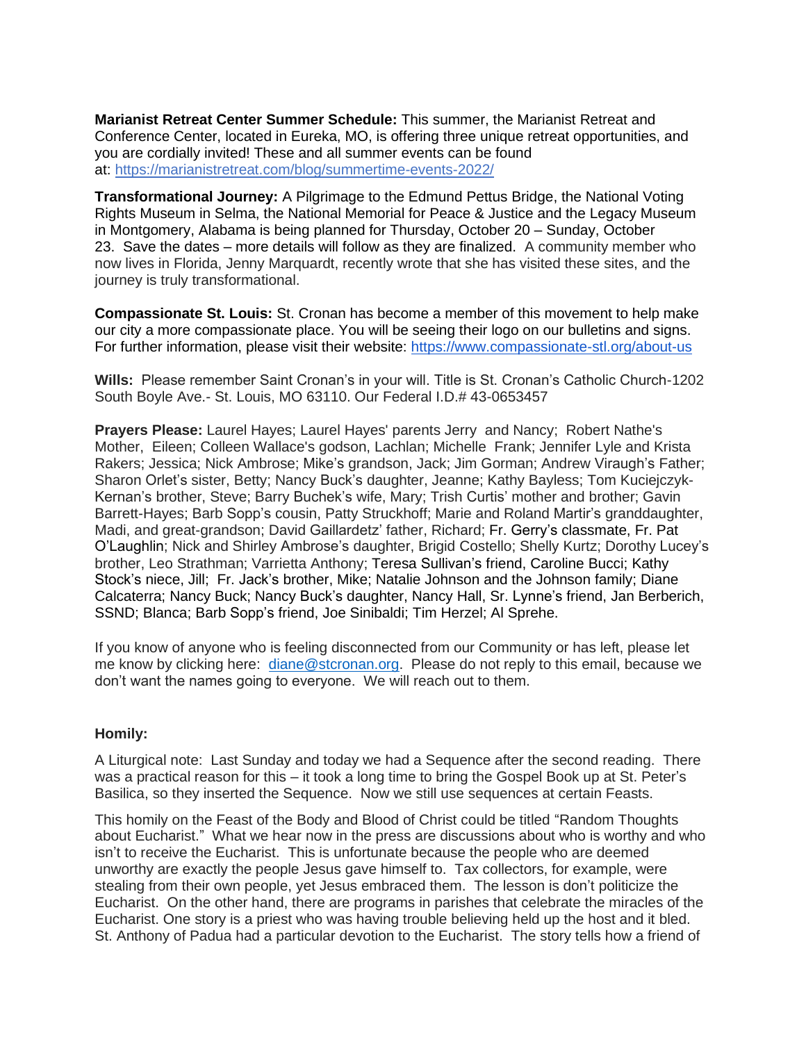**Marianist Retreat Center Summer Schedule:** This summer, the Marianist Retreat and Conference Center, located in Eureka, MO, is offering three unique retreat opportunities, and you are cordially invited! These and all summer events can be found at: https://marianistretreat.com/blog/summertime-events-2022/

**Transformational Journey:** A Pilgrimage to the Edmund Pettus Bridge, the National Voting Rights Museum in Selma, the National Memorial for Peace & Justice and the Legacy Museum in Montgomery, Alabama is being planned for Thursday, October 20 – Sunday, October 23. Save the dates – more details will follow as they are finalized. A community member who now lives in Florida, Jenny Marquardt, recently wrote that she has visited these sites, and the journey is truly transformational.

**Compassionate St. Louis:** St. Cronan has become a member of this movement to help make our city a more compassionate place. You will be seeing their logo on our bulletins and signs. For further information, please visit their website: https://www.compassionate-stl.org/about-us

**Wills:** Please remember Saint Cronan's in your will. Title is St. Cronan's Catholic Church-1202 South Boyle Ave.- St. Louis, MO 63110. Our Federal I.D.# 43-0653457

**Prayers Please:** Laurel Hayes; Laurel Hayes' parents Jerry and Nancy; Robert Nathe's Mother, Eileen; Colleen Wallace's godson, Lachlan; Michelle Frank; Jennifer Lyle and Krista Rakers; Jessica; Nick Ambrose; Mike's grandson, Jack; Jim Gorman; Andrew Viraugh's Father; Sharon Orlet's sister, Betty; Nancy Buck's daughter, Jeanne; Kathy Bayless; Tom Kuciejczyk-Kernan's brother, Steve; Barry Buchek's wife, Mary; Trish Curtis' mother and brother; Gavin Barrett-Hayes; Barb Sopp's cousin, Patty Struckhoff; Marie and Roland Martir's granddaughter, Madi, and great-grandson; David Gaillardetz' father, Richard; Fr. Gerry's classmate, Fr. Pat O'Laughlin; Nick and Shirley Ambrose's daughter, Brigid Costello; Shelly Kurtz; Dorothy Lucey's brother, Leo Strathman; Varrietta Anthony; Teresa Sullivan's friend, Caroline Bucci; Kathy Stock's niece, Jill; Fr. Jack's brother, Mike; Natalie Johnson and the Johnson family; Diane Calcaterra; Nancy Buck; Nancy Buck's daughter, Nancy Hall, Sr. Lynne's friend, Jan Berberich, SSND; Blanca; Barb Sopp's friend, Joe Sinibaldi; Tim Herzel; Al Sprehe.

If you know of anyone who is feeling disconnected from our Community or has left, please let me know by clicking here: diane@stcronan.org. Please do not reply to this email, because we don't want the names going to everyone. We will reach out to them.

**Homily:**

A Liturgical note: Last Sunday and today we had a Sequence after the second reading. There was a practical reason for this – it took a long time to bring the Gospel Book up at St. Peter's Basilica, so they inserted the Sequence. Now we still use sequences at certain Feasts.

This homily on the Feast of the Body and Blood of Christ could be titled "Random Thoughts about Eucharist." What we hear now in the press are discussions about who is worthy and who isn't to receive the Eucharist. This is unfortunate because the people who are deemed unworthy are exactly the people Jesus gave himself to. Tax collectors, for example, were stealing from their own people, yet Jesus embraced them. The lesson is don't politicize the Eucharist. On the other hand, there are programs in parishes that celebrate the miracles of the Eucharist. One story is a priest who was having trouble believing held up the host and it bled. St. Anthony of Padua had a particular devotion to the Eucharist. The story tells how a friend of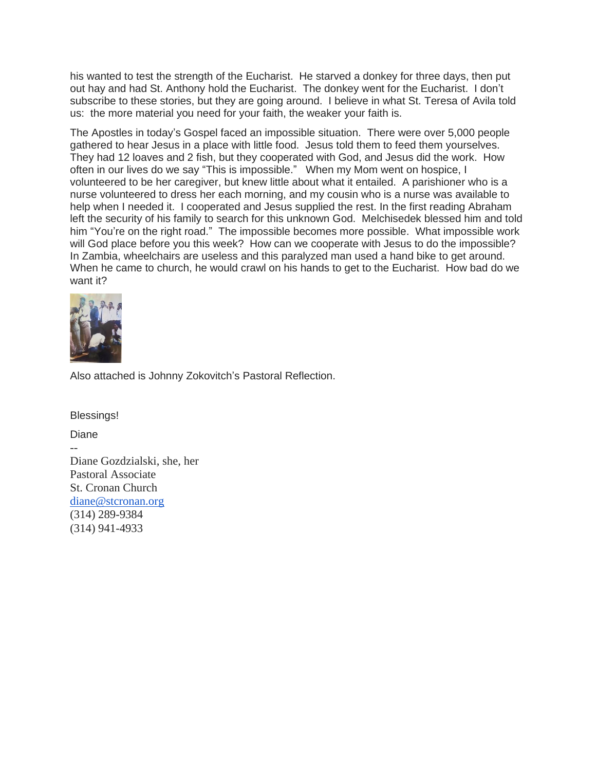his wanted to test the strength of the Eucharist. He starved a donkey for three days, then put out hay and had St. Anthony hold the Eucharist. The donkey went for the Eucharist. I don't subscribe to these stories, but they are going around. I believe in what St. Teresa of Avila told us: the more material you need for your faith, the weaker your faith is.

The Apostles in today's Gospel faced an impossible situation. There were over 5,000 people gathered to hear Jesus in a place with little food. Jesus told them to feed them yourselves. They had 12 loaves and 2 fish, but they cooperated with God, and Jesus did the work. How often in our lives do we say "This is impossible." When my Mom went on hospice, I volunteered to be her caregiver, but knew little about what it entailed. A parishioner who is a nurse volunteered to dress her each morning, and my cousin who is a nurse was available to help when I needed it. I cooperated and Jesus supplied the rest. In the first reading Abraham left the security of his family to search for this unknown God. Melchisedek blessed him and told him "You're on the right road." The impossible becomes more possible. What impossible work will God place before you this week? How can we cooperate with Jesus to do the impossible? In Zambia, wheelchairs are useless and this paralyzed man used a hand bike to get around. When he came to church, he would crawl on his hands to get to the Eucharist. How bad do we want it?

Also attached is Johnny Zokovitch's Pastoral Reflection.

Blessings!

Diane

--

Diane Gozdzialski, she, her  
Pastoral Associate  
St. Cronan Church  
diane@stcronan.org  
(314) 289-9384  
(314) 941-4933